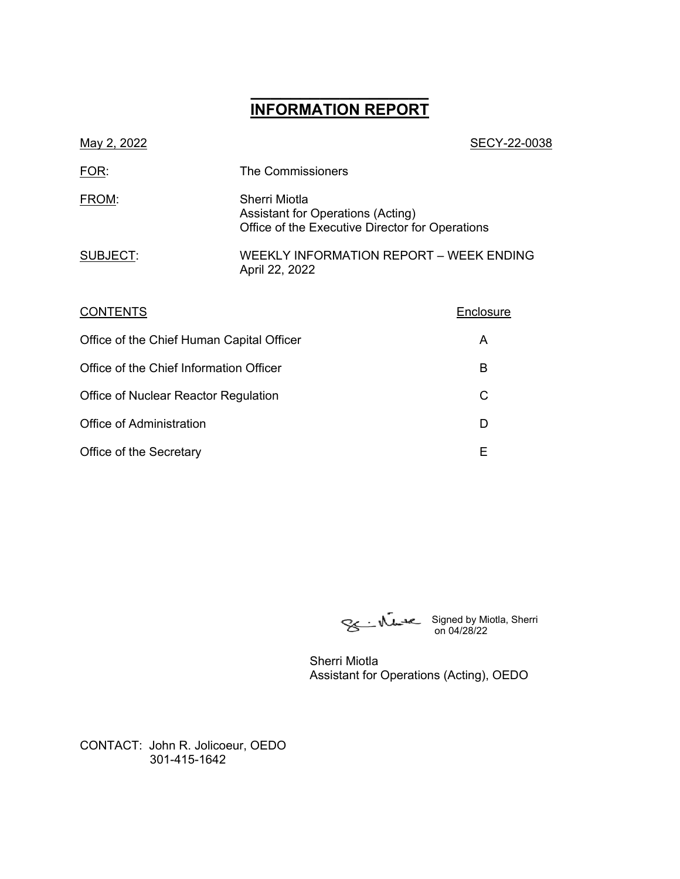# INFORMATION REPORT

May 2, 2022 SECY-22-0038

FOR: The Commissioners

FROM: Sherri Miotla
Assistant for Operations (Acting)
Office of the Executive Director for Operations

SUBJECT: WEEKLY INFORMATION REPORT – WEEK ENDING April 22, 2022

| CONTENTS | Enclosure |
|---|---|
| Office of the Chief Human Capital Officer | A |
| Office of the Chief Information Officer | B |
| Office of Nuclear Reactor Regulation | C |
| Office of Administration | D |
| Office of the Secretary | E |

Signed by Miotla, Sherri on 04/28/22

Sherri Miotla
Assistant for Operations (Acting), OEDO

CONTACT: John R. Jolicoeur, OEDO
301-415-1642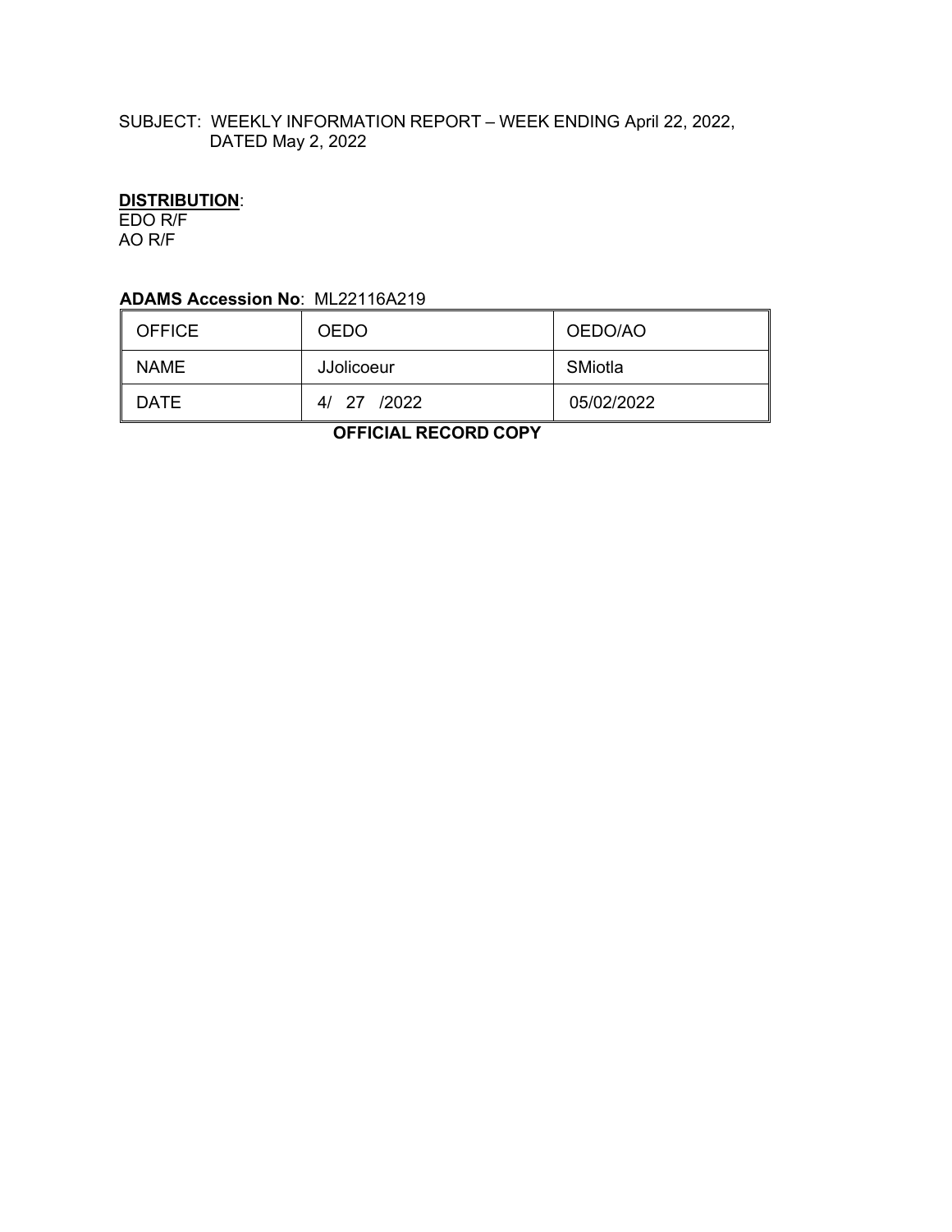SUBJECT: WEEKLY INFORMATION REPORT – WEEK ENDING April 22, 2022, DATED May 2, 2022

**DISTRIBUTION**:
EDO R/F
AO R/F

**ADAMS Accession No**: ML22116A219

| OFFICE | OEDO | OEDO/AO |
|---|---|---|
| NAME | JJolicoeur | SMiotla |
| DATE | 4/ 27 /2022 | 05/02/2022 |

**OFFICIAL RECORD COPY**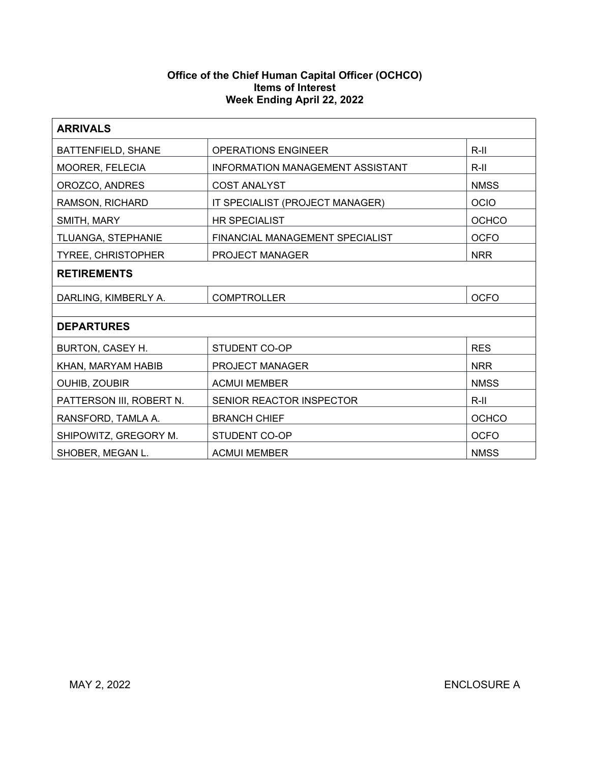**Office of the Chief Human Capital Officer (OCHCO)**
**Items of Interest**
**Week Ending April 22, 2022**

| **ARRIVALS** | | |
|---|---|---|
| BATTENFIELD, SHANE | OPERATIONS ENGINEER | R-II |
| MOORER, FELECIA | INFORMATION MANAGEMENT ASSISTANT | R-II |
| OROZCO, ANDRES | COST ANALYST | NMSS |
| RAMSON, RICHARD | IT SPECIALIST (PROJECT MANAGER) | OCIO |
| SMITH, MARY | HR SPECIALIST | OCHCO |
| TLUANGA, STEPHANIE | FINANCIAL MANAGEMENT SPECIALIST | OCFO |
| TYREE, CHRISTOPHER | PROJECT MANAGER | NRR |
| **RETIREMENTS** | | |
| DARLING, KIMBERLY A. | COMPTROLLER | OCFO |
| | | |
| **DEPARTURES** | | |
| BURTON, CASEY H. | STUDENT CO-OP | RES |
| KHAN, MARYAM HABIB | PROJECT MANAGER | NRR |
| OUHIB, ZOUBIR | ACMUI MEMBER | NMSS |
| PATTERSON III, ROBERT N. | SENIOR REACTOR INSPECTOR | R-II |
| RANSFORD, TAMLA A. | BRANCH CHIEF | OCHCO |
| SHIPOWITZ, GREGORY M. | STUDENT CO-OP | OCFO |
| SHOBER, MEGAN L. | ACMUI MEMBER | NMSS |

MAY 2, 2022 ENCLOSURE A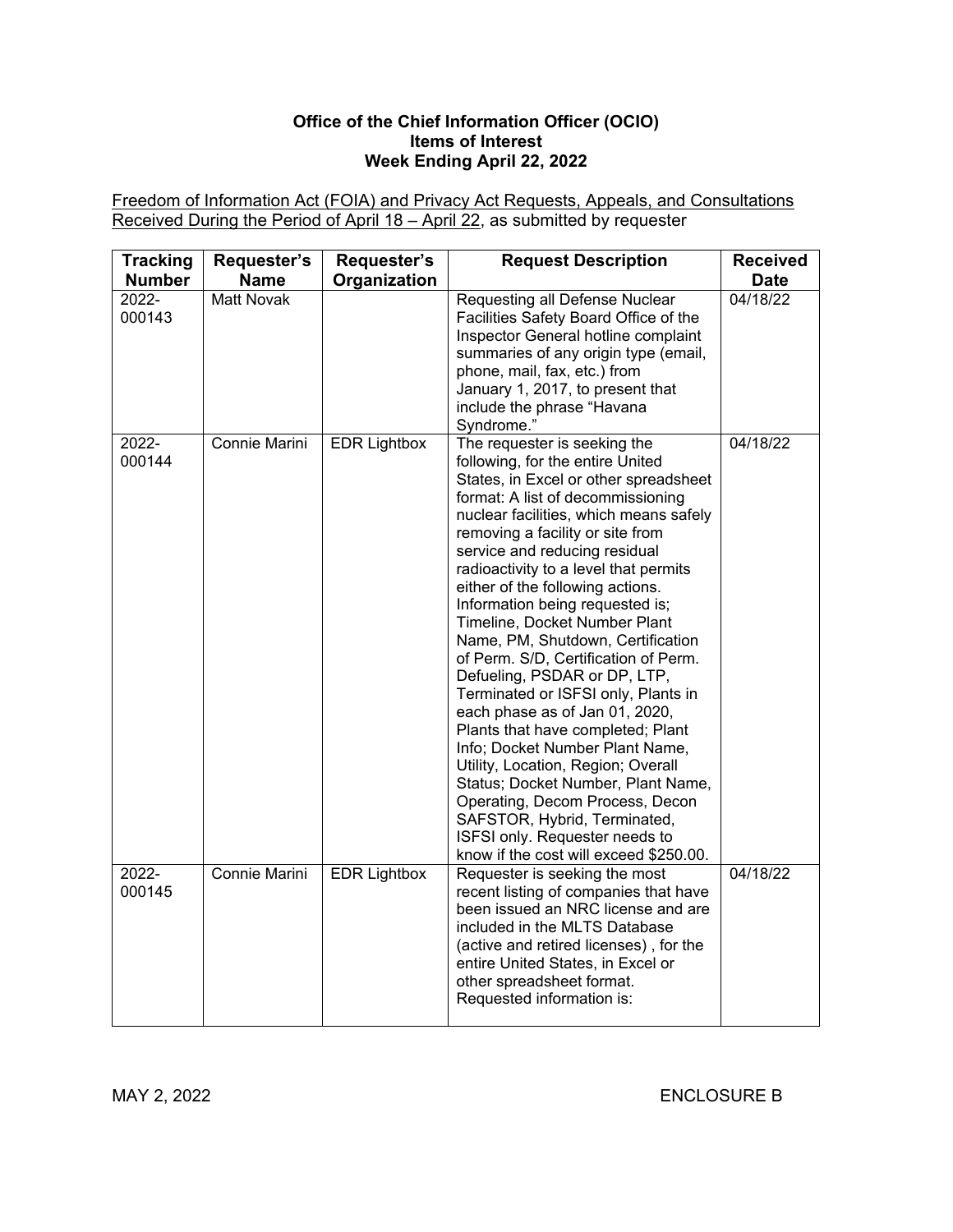**Office of the Chief Information Officer (OCIO)**
**Items of Interest**
**Week Ending April 22, 2022**

Freedom of Information Act (FOIA) and Privacy Act Requests, Appeals, and Consultations Received During the Period of April 18 – April 22, as submitted by requester

| Tracking Number | Requester's Name | Requester's Organization | Request Description | Received Date |
|---|---|---|---|---|
| 2022-000143 | Matt Novak | | Requesting all Defense Nuclear Facilities Safety Board Office of the Inspector General hotline complaint summaries of any origin type (email, phone, mail, fax, etc.) from January 1, 2017, to present that include the phrase "Havana Syndrome." | 04/18/22 |
| 2022-000144 | Connie Marini | EDR Lightbox | The requester is seeking the following, for the entire United States, in Excel or other spreadsheet format: A list of decommissioning nuclear facilities, which means safely removing a facility or site from service and reducing residual radioactivity to a level that permits either of the following actions. Information being requested is; Timeline, Docket Number Plant Name, PM, Shutdown, Certification of Perm. S/D, Certification of Perm. Defueling, PSDAR or DP, LTP, Terminated or ISFSI only, Plants in each phase as of Jan 01, 2020, Plants that have completed; Plant Info; Docket Number Plant Name, Utility, Location, Region; Overall Status; Docket Number, Plant Name, Operating, Decom Process, Decon SAFSTOR, Hybrid, Terminated, ISFSI only. Requester needs to know if the cost will exceed $250.00. | 04/18/22 |
| 2022-000145 | Connie Marini | EDR Lightbox | Requester is seeking the most recent listing of companies that have been issued an NRC license and are included in the MLTS Database (active and retired licenses) , for the entire United States, in Excel or other spreadsheet format. Requested information is: | 04/18/22 |

MAY 2, 2022 ENCLOSURE B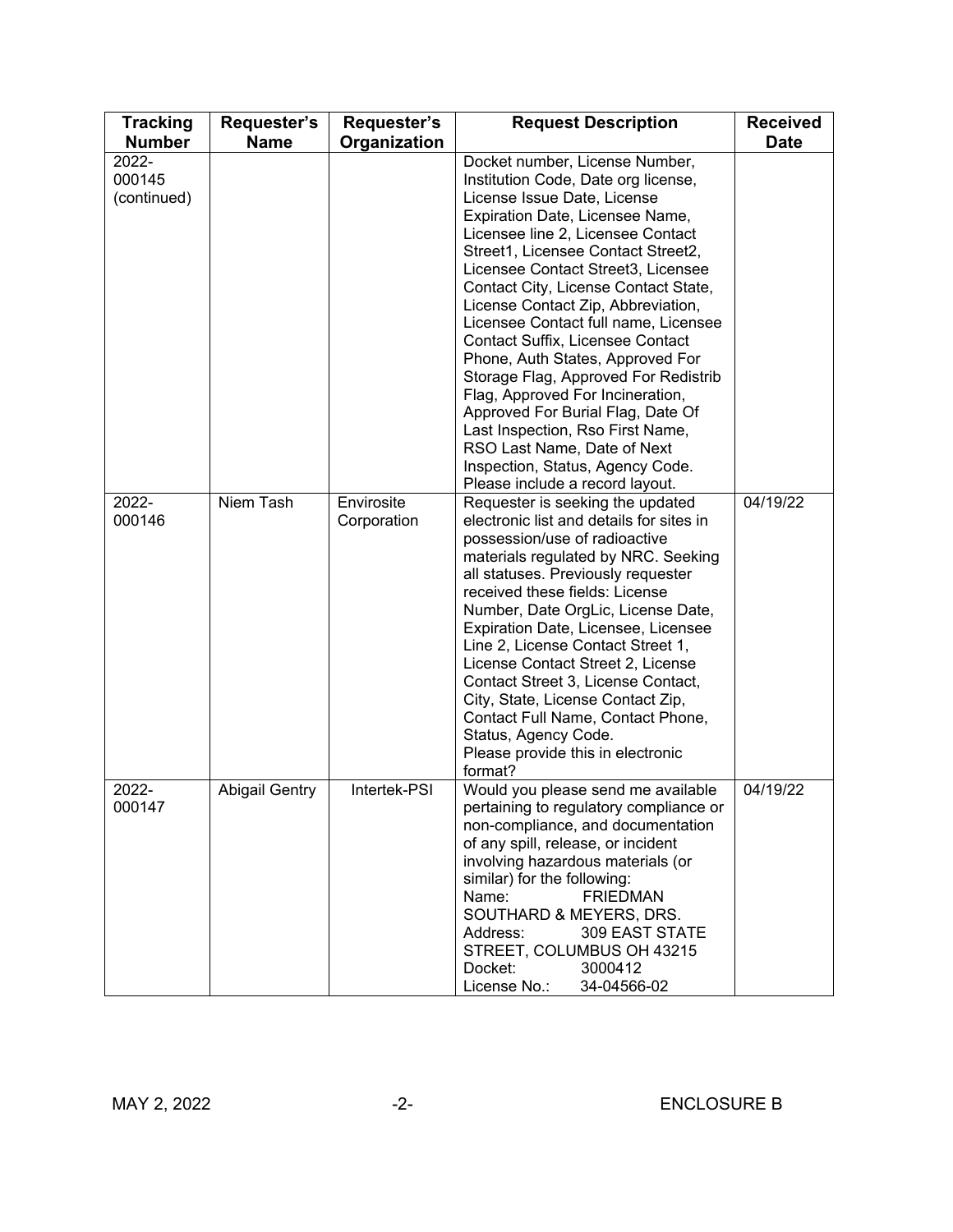| Tracking Number | Requester's Name | Requester's Organization | Request Description | Received Date |
|---|---|---|---|---|
| 2022-000145 (continued) | | | Docket number, License Number, Institution Code, Date org license, License Issue Date, License Expiration Date, Licensee Name, Licensee line 2, Licensee Contact Street1, Licensee Contact Street2, Licensee Contact Street3, Licensee Contact City, License Contact State, License Contact Zip, Abbreviation, Licensee Contact full name, Licensee Contact Suffix, Licensee Contact Phone, Auth States, Approved For Storage Flag, Approved For Redistrib Flag, Approved For Incineration, Approved For Burial Flag, Date Of Last Inspection, Rso First Name, RSO Last Name, Date of Next Inspection, Status, Agency Code. Please include a record layout. | |
| 2022-000146 | Niem Tash | Envirosite Corporation | Requester is seeking the updated electronic list and details for sites in possession/use of radioactive materials regulated by NRC. Seeking all statuses. Previously requester received these fields: License Number, Date OrgLic, License Date, Expiration Date, Licensee, Licensee Line 2, License Contact Street 1, License Contact Street 2, License Contact Street 3, License Contact, City, State, License Contact Zip, Contact Full Name, Contact Phone, Status, Agency Code. Please provide this in electronic format? | 04/19/22 |
| 2022-000147 | Abigail Gentry | Intertek-PSI | Would you please send me available pertaining to regulatory compliance or non-compliance, and documentation of any spill, release, or incident involving hazardous materials (or similar) for the following: Name: FRIEDMAN SOUTHARD & MEYERS, DRS. Address: 309 EAST STATE STREET, COLUMBUS OH 43215 Docket: 3000412 License No.: 34-04566-02 | 04/19/22 |

MAY 2, 2022 ENCLOSURE B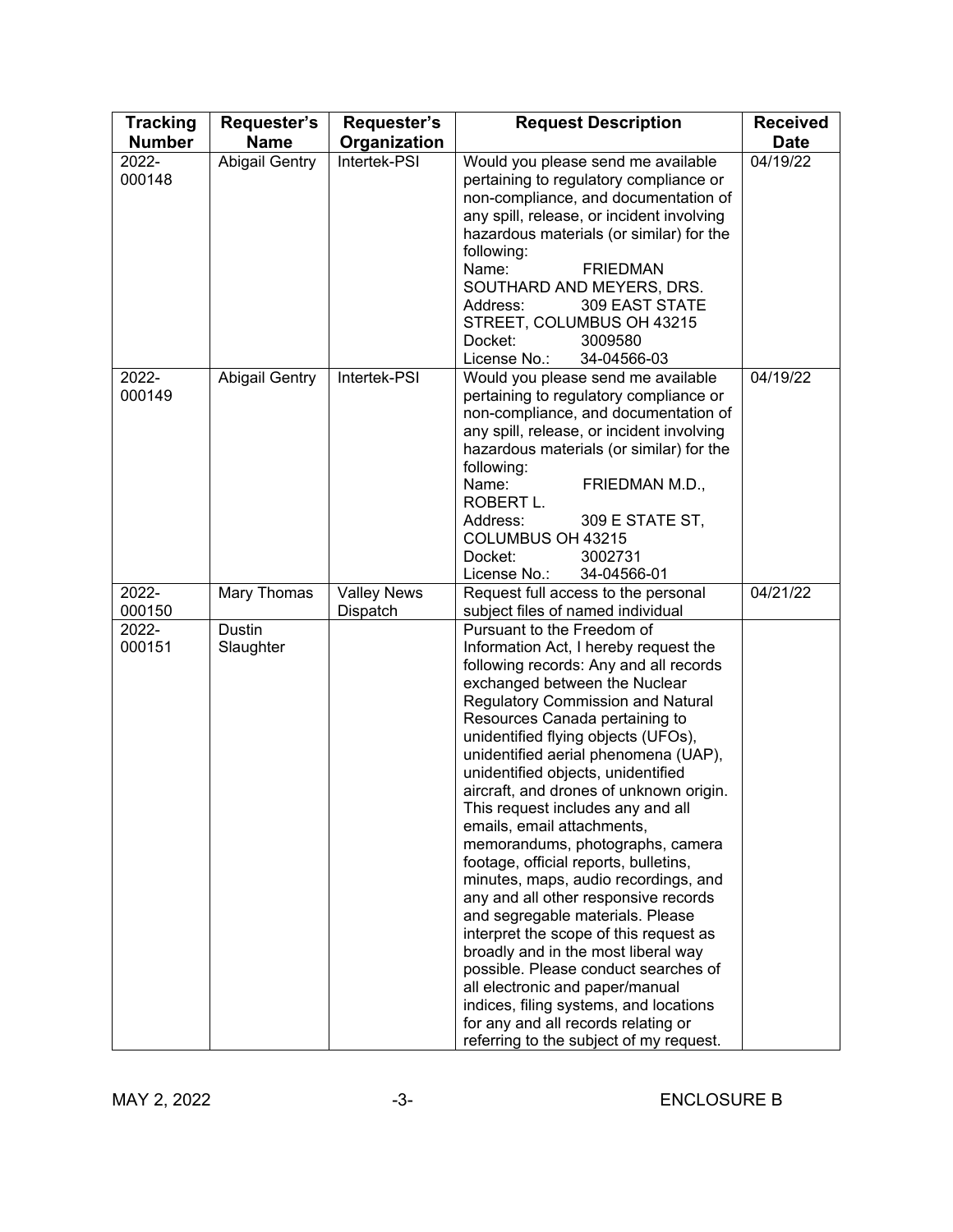| Tracking Number | Requester's Name | Requester's Organization | Request Description | Received Date |
|---|---|---|---|---|
| 2022-000148 | Abigail Gentry | Intertek-PSI | Would you please send me available pertaining to regulatory compliance or non-compliance, and documentation of any spill, release, or incident involving hazardous materials (or similar) for the following: Name: FRIEDMAN SOUTHARD AND MEYERS, DRS. Address: 309 EAST STATE STREET, COLUMBUS OH 43215 Docket: 3009580 License No.: 34-04566-03 | 04/19/22 |
| 2022-000149 | Abigail Gentry | Intertek-PSI | Would you please send me available pertaining to regulatory compliance or non-compliance, and documentation of any spill, release, or incident involving hazardous materials (or similar) for the following: Name: FRIEDMAN M.D., ROBERT L. Address: 309 E STATE ST, COLUMBUS OH 43215 Docket: 3002731 License No.: 34-04566-01 | 04/19/22 |
| 2022-000150 | Mary Thomas | Valley News Dispatch | Request full access to the personal subject files of named individual | 04/21/22 |
| 2022-000151 | Dustin Slaughter | | Pursuant to the Freedom of Information Act, I hereby request the following records: Any and all records exchanged between the Nuclear Regulatory Commission and Natural Resources Canada pertaining to unidentified flying objects (UFOs), unidentified aerial phenomena (UAP), unidentified objects, unidentified aircraft, and drones of unknown origin. This request includes any and all emails, email attachments, memorandums, photographs, camera footage, official reports, bulletins, minutes, maps, audio recordings, and any and all other responsive records and segregable materials. Please interpret the scope of this request as broadly and in the most liberal way possible. Please conduct searches of all electronic and paper/manual indices, filing systems, and locations for any and all records relating or referring to the subject of my request. | |

MAY 2, 2022 ENCLOSURE B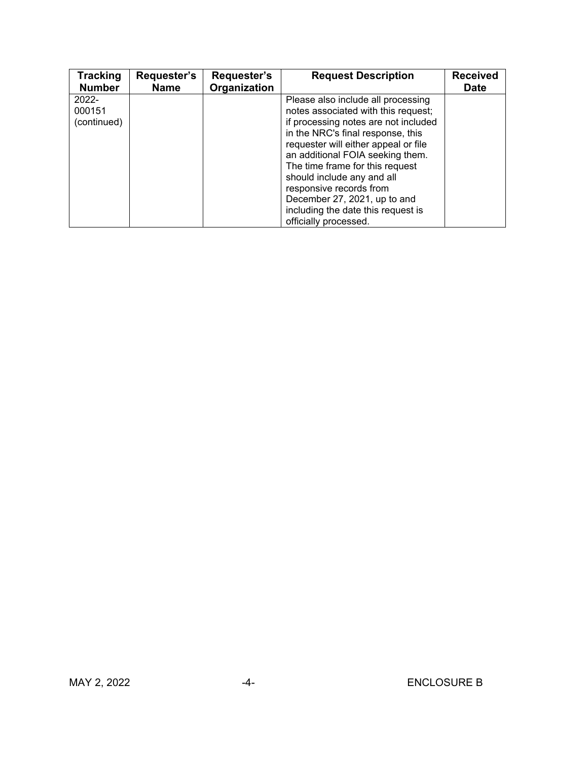| Tracking Number | Requester's Name | Requester's Organization | Request Description | Received Date |
|---|---|---|---|---|
| 2022-000151 (continued) | | | Please also include all processing notes associated with this request; if processing notes are not included in the NRC's final response, this requester will either appeal or file an additional FOIA seeking them. The time frame for this request should include any and all responsive records from December 27, 2021, up to and including the date this request is officially processed. | |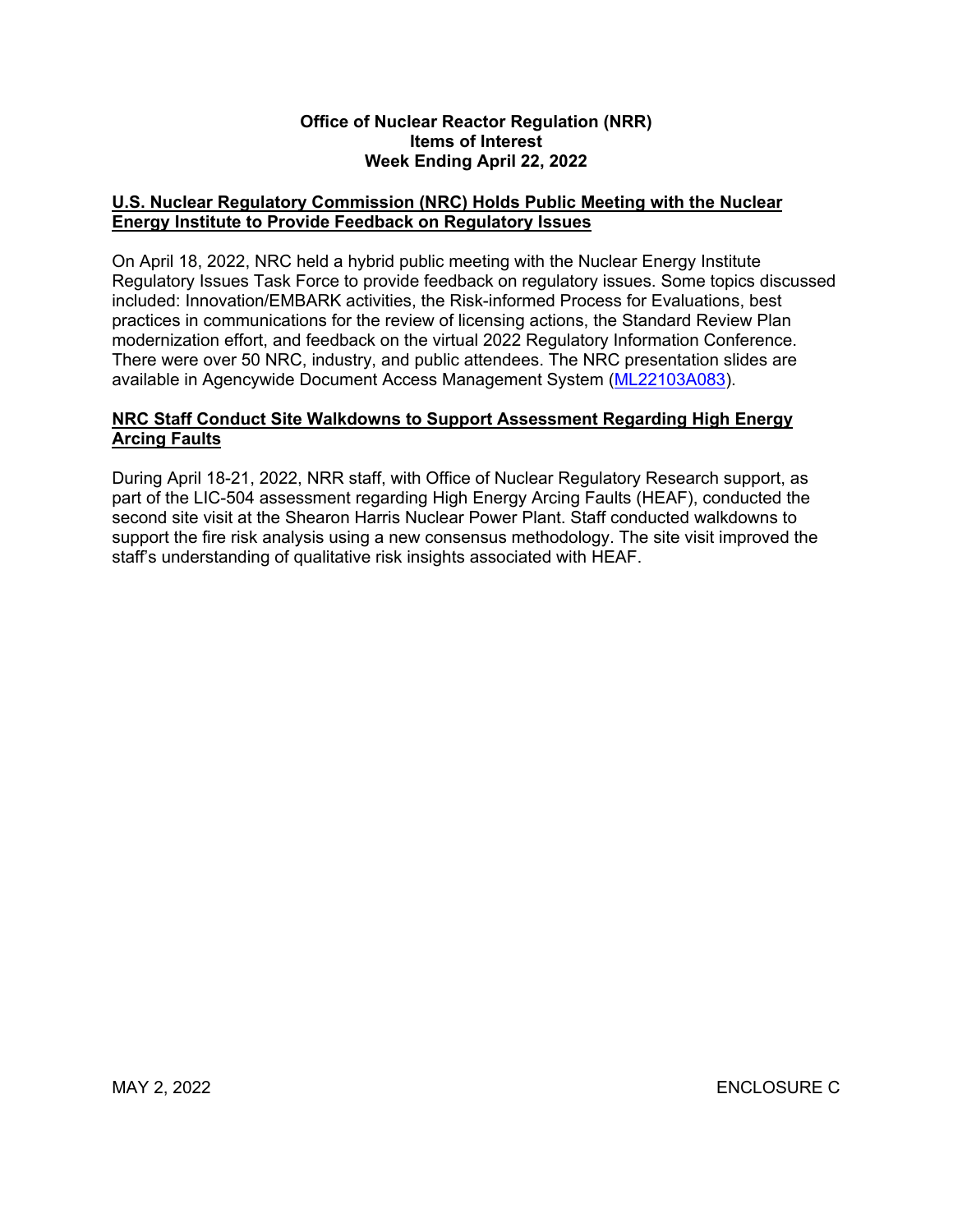**Office of Nuclear Reactor Regulation (NRR)**
**Items of Interest**
**Week Ending April 22, 2022**

## U.S. Nuclear Regulatory Commission (NRC) Holds Public Meeting with the Nuclear Energy Institute to Provide Feedback on Regulatory Issues

On April 18, 2022, NRC held a hybrid public meeting with the Nuclear Energy Institute Regulatory Issues Task Force to provide feedback on regulatory issues. Some topics discussed included: Innovation/EMBARK activities, the Risk-informed Process for Evaluations, best practices in communications for the review of licensing actions, the Standard Review Plan modernization effort, and feedback on the virtual 2022 Regulatory Information Conference. There were over 50 NRC, industry, and public attendees. The NRC presentation slides are available in Agencywide Document Access Management System (ML22103A083).

## NRC Staff Conduct Site Walkdowns to Support Assessment Regarding High Energy Arcing Faults

During April 18-21, 2022, NRR staff, with Office of Nuclear Regulatory Research support, as part of the LIC-504 assessment regarding High Energy Arcing Faults (HEAF), conducted the second site visit at the Shearon Harris Nuclear Power Plant. Staff conducted walkdowns to support the fire risk analysis using a new consensus methodology. The site visit improved the staff's understanding of qualitative risk insights associated with HEAF.

MAY 2, 2022 ENCLOSURE C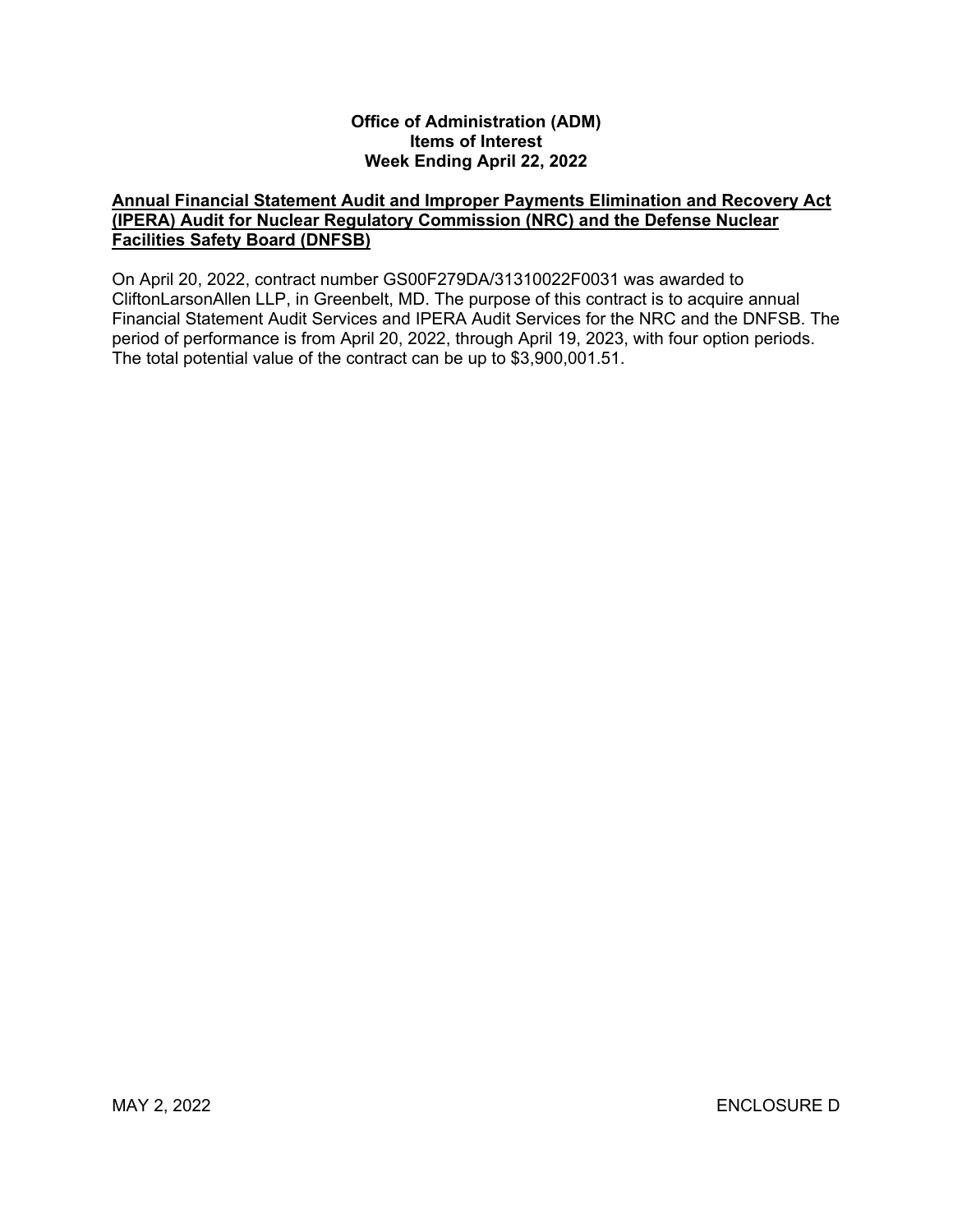**Office of Administration (ADM)**
**Items of Interest**
**Week Ending April 22, 2022**

**Annual Financial Statement Audit and Improper Payments Elimination and Recovery Act (IPERA) Audit for Nuclear Regulatory Commission (NRC) and the Defense Nuclear Facilities Safety Board (DNFSB)**

On April 20, 2022, contract number GS00F279DA/31310022F0031 was awarded to CliftonLarsonAllen LLP, in Greenbelt, MD. The purpose of this contract is to acquire annual Financial Statement Audit Services and IPERA Audit Services for the NRC and the DNFSB. The period of performance is from April 20, 2022, through April 19, 2023, with four option periods. The total potential value of the contract can be up to $3,900,001.51.

MAY 2, 2022 ENCLOSURE D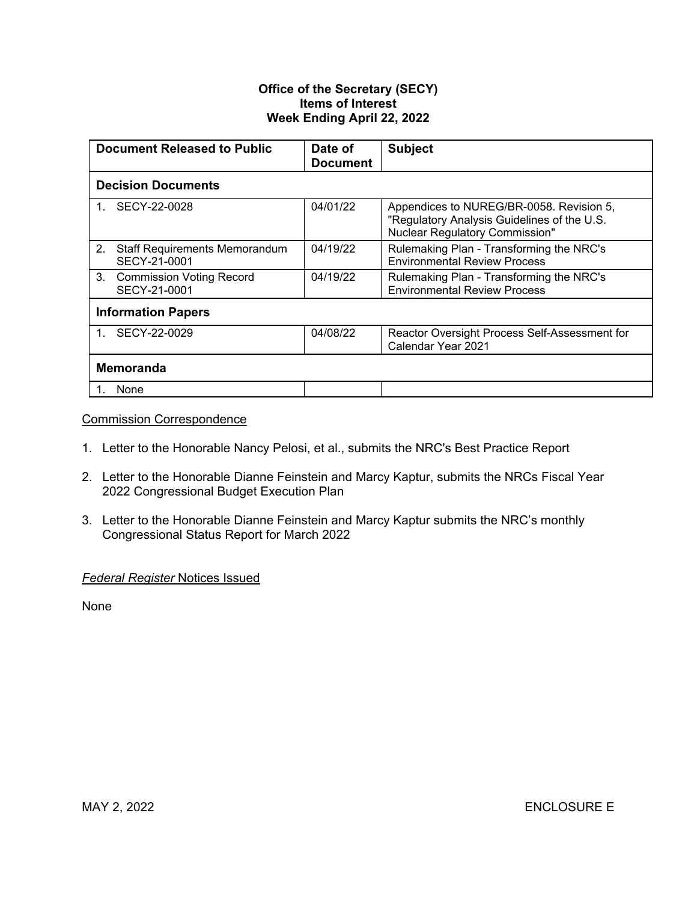**Office of the Secretary (SECY)**
**Items of Interest**
**Week Ending April 22, 2022**

| Document Released to Public | Date of Document | Subject |
|---|---|---|
| **Decision Documents** | | |
| 1. SECY-22-0028 | 04/01/22 | Appendices to NUREG/BR-0058. Revision 5, "Regulatory Analysis Guidelines of the U.S. Nuclear Regulatory Commission" |
| 2. Staff Requirements Memorandum SECY-21-0001 | 04/19/22 | Rulemaking Plan - Transforming the NRC's Environmental Review Process |
| 3. Commission Voting Record SECY-21-0001 | 04/19/22 | Rulemaking Plan - Transforming the NRC's Environmental Review Process |
| **Information Papers** | | |
| 1. SECY-22-0029 | 04/08/22 | Reactor Oversight Process Self-Assessment for Calendar Year 2021 |
| **Memoranda** | | |
| 1. None | | |

Commission Correspondence

1. Letter to the Honorable Nancy Pelosi, et al., submits the NRC's Best Practice Report
2. Letter to the Honorable Dianne Feinstein and Marcy Kaptur, submits the NRCs Fiscal Year 2022 Congressional Budget Execution Plan
3. Letter to the Honorable Dianne Feinstein and Marcy Kaptur submits the NRC's monthly Congressional Status Report for March 2022

*Federal Register* Notices Issued

None

MAY 2, 2022 ENCLOSURE E